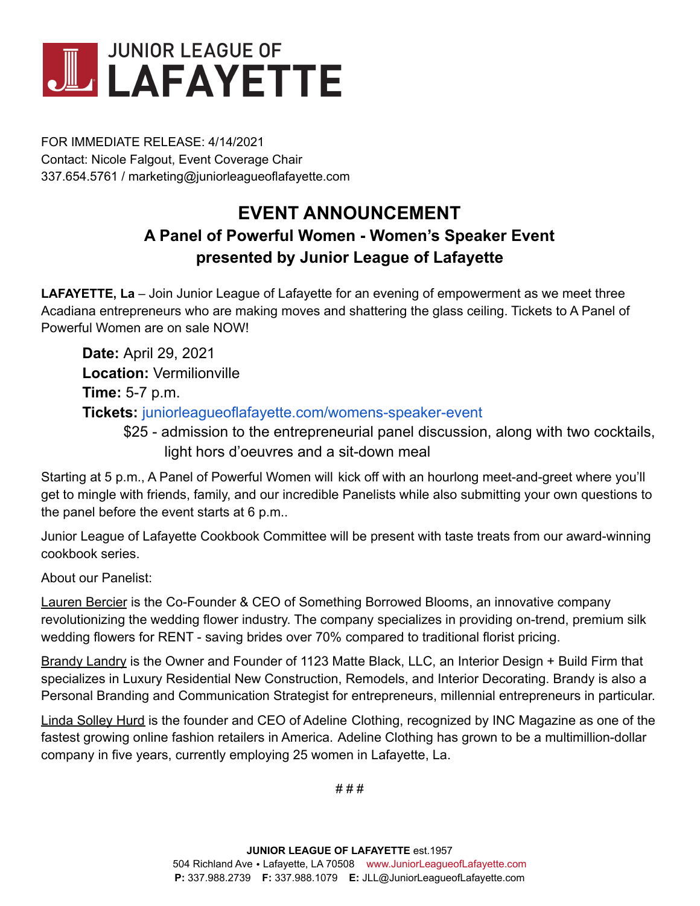JUNIOR LEAGUE OF
LAFAYETTE

FOR IMMEDIATE RELEASE: 4/14/2021
Contact: Nicole Falgout, Event Coverage Chair
337.654.5761 / marketing@juniorleagueoflafayette.com

# EVENT ANNOUNCEMENT

## A Panel of Powerful Women - Women's Speaker Event presented by Junior League of Lafayette

**LAFAYETTE, La** – Join Junior League of Lafayette for an evening of empowerment as we meet three Acadiana entrepreneurs who are making moves and shattering the glass ceiling. Tickets to A Panel of Powerful Women are on sale NOW!

**Date:** April 29, 2021
**Location:** Vermilionville
**Time:** 5-7 p.m.
**Tickets:** juniorleagueoflafayette.com/womens-speaker-event
$25 - admission to the entrepreneurial panel discussion, along with two cocktails, light hors d'oeuvres and a sit-down meal

Starting at 5 p.m., A Panel of Powerful Women will kick off with an hourlong meet-and-greet where you'll get to mingle with friends, family, and our incredible Panelists while also submitting your own questions to the panel before the event starts at 6 p.m..

Junior League of Lafayette Cookbook Committee will be present with taste treats from our award-winning cookbook series.

About our Panelist:

Lauren Bercier is the Co-Founder & CEO of Something Borrowed Blooms, an innovative company revolutionizing the wedding flower industry. The company specializes in providing on-trend, premium silk wedding flowers for RENT - saving brides over 70% compared to traditional florist pricing.

Brandy Landry is the Owner and Founder of 1123 Matte Black, LLC, an Interior Design + Build Firm that specializes in Luxury Residential New Construction, Remodels, and Interior Decorating. Brandy is also a Personal Branding and Communication Strategist for entrepreneurs, millennial entrepreneurs in particular.

Linda Solley Hurd is the founder and CEO of Adeline Clothing, recognized by INC Magazine as one of the fastest growing online fashion retailers in America. Adeline Clothing has grown to be a multimillion-dollar company in five years, currently employing 25 women in Lafayette, La.

# # #

**JUNIOR LEAGUE OF LAFAYETTE** est.1957
504 Richland Ave • Lafayette, LA 70508 www.JuniorLeagueofLafayette.com
**P:** 337.988.2739 **F:** 337.988.1079 **E:** JLL@JuniorLeagueofLafayette.com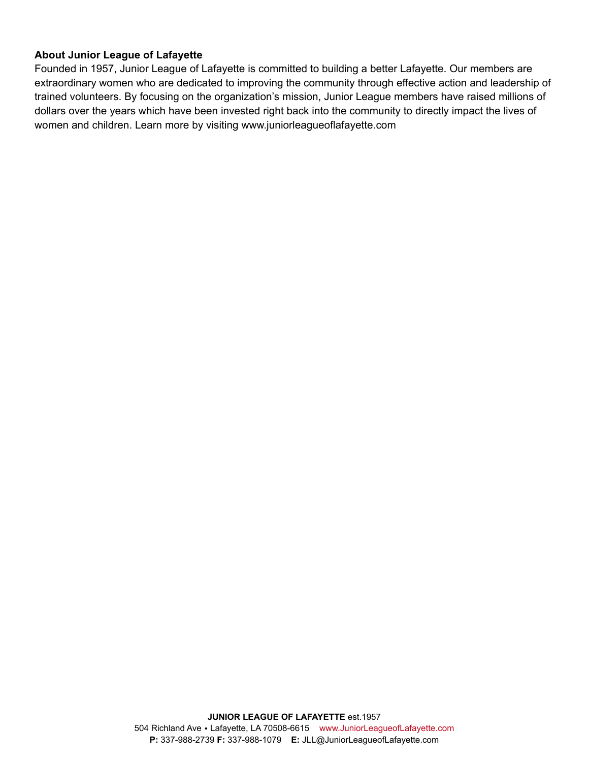**About Junior League of Lafayette**

Founded in 1957, Junior League of Lafayette is committed to building a better Lafayette. Our members are extraordinary women who are dedicated to improving the community through effective action and leadership of trained volunteers. By focusing on the organization's mission, Junior League members have raised millions of dollars over the years which have been invested right back into the community to directly impact the lives of women and children. Learn more by visiting www.juniorleagueoflafayette.com

**JUNIOR LEAGUE OF LAFAYETTE** est.1957
504 Richland Ave • Lafayette, LA 70508-6615 www.JuniorLeagueofLafayette.com
**P:** 337-988-2739 **F:** 337-988-1079 **E:** JLL@JuniorLeagueofLafayette.com